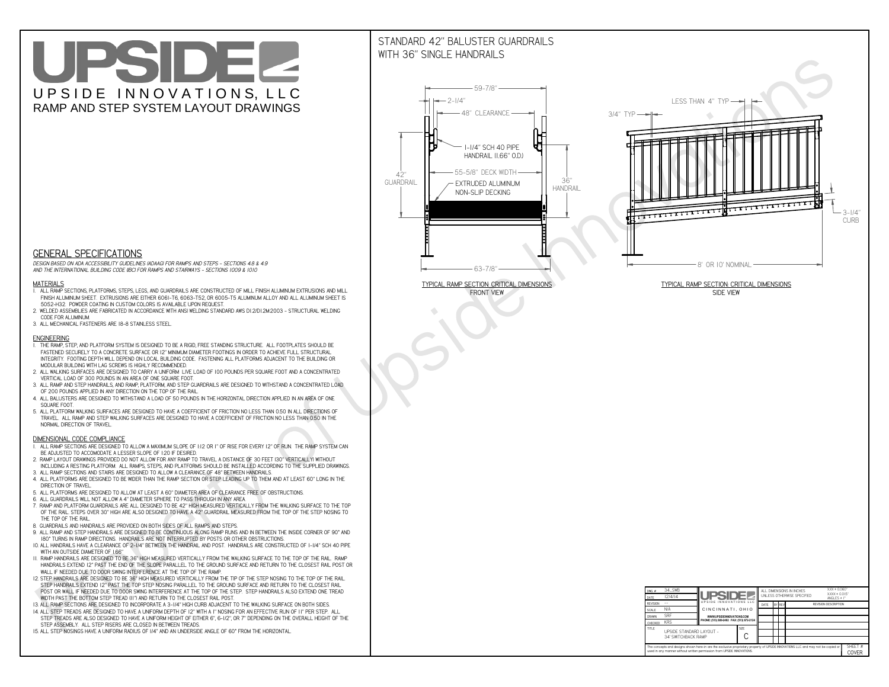# UPSIDE

UPSIDE INNOVATIONS, LLC

RAMP AND STEP SYSTEM LAYOUT DRAWINGS

## STANDARD 42" BALUSTER GUARDRAILS WITH 36" SINGLE HANDRAILS

59-7/8"
2-1/4"
48" CLEARANCE
1-1/4" SCH 40 PIPE HANDRAIL (1.66" O.D.)
42" GUARDRAIL
55-5/8" DECK WIDTH
EXTRUDED ALUMINUM NON-SLIP DECKING
36" HANDRAIL
63-7/8"

TYPICAL RAMP SECTION: CRITICAL DIMENSIONS
FRONT VIEW

LESS THAN 4" TYP
3/4" TYP
3-1/4" CURB
8' OR 10' NOMINAL

TYPICAL RAMP SECTION: CRITICAL DIMENSIONS
SIDE VIEW

## GENERAL SPECIFICATIONS

*DESIGN BASED ON ADA ACCESSIBILITY GUIDELINES (ADAAG) FOR RAMPS AND STEPS - SECTIONS 4.8 & 4.9 AND THE INTERNATIONAL BUILDING CODE (IBC) FOR RAMPS AND STAIRWAYS - SECTIONS 1009 & 1010*

### MATERIALS

1. ALL RAMP SECTIONS, PLATFORMS, STEPS, LEGS, AND GUARDRAILS ARE CONSTRUCTED OF MILL FINISH ALUMINUM EXTRUSIONS AND MILL FINISH ALUMINUM SHEET. EXTRUSIONS ARE EITHER 6061-T6, 6063-T52, OR 6005-T5 ALUMINUM ALLOY AND ALL ALUMINUM SHEET IS 5052-H32. POWDER COATING IN CUSTOM COLORS IS AVAILABLE UPON REQUEST.
2. WELDED ASSEMBLIES ARE FABRICATED IN ACCORDANCE WITH ANSI WELDING STANDARD AWS D1.2/D1.2M:2003 - STRUCTURAL WELDING CODE FOR ALUMINUM.
3. ALL MECHANICAL FASTENERS ARE 18-8 STAINLESS STEEL.

### ENGINEERING

1. THE RAMP, STEP, AND PLATFORM SYSTEM IS DESIGNED TO BE A RIGID, FREE STANDING STRUCTURE. ALL FOOTPLATES SHOULD BE FASTENED SECURELY TO A CONCRETE SURFACE OR 12" MINIMUM DIAMETER FOOTINGS IN ORDER TO ACHIEVE FULL STRUCTURAL INTEGRITY. FOOTING DEPTH WILL DEPEND ON LOCAL BUILDING CODE. FASTENING ALL PLATFORMS ADJACENT TO THE BUILDING OR MODULAR BUILDING WITH LAG SCREWS IS HIGHLY RECOMMENDED.
2. ALL WALKING SURFACES ARE DESIGNED TO CARRY A UNIFORM LIVE LOAD OF 100 POUNDS PER SQUARE FOOT AND A CONCENTRATED VERTICAL LOAD OF 300 POUNDS IN AN AREA OF ONE SQUARE FOOT.
3. ALL RAMP AND STEP HANDRAILS, AND RAMP, PLATFORM, AND STEP GUARDRAILS ARE DESIGNED TO WITHSTAND A CONCENTRATED LOAD OF 200 POUNDS APPLIED IN ANY DIRECTION ON THE TOP OF THE RAIL.
4. ALL BALUSTERS ARE DESIGNED TO WITHSTAND A LOAD OF 50 POUNDS IN THE HORIZONTAL DIRECTION APPLIED IN AN AREA OF ONE SQUARE FOOT.
5. ALL PLATFORM WALKING SURFACES ARE DESIGNED TO HAVE A COEFFICIENT OF FRICTION NO LESS THAN 0.50 IN ALL DIRECTIONS OF TRAVEL. ALL RAMP AND STEP WALKING SURFACES ARE DESIGNED TO HAVE A COEFFICIENT OF FRICTION NO LESS THAN 0.50 IN THE NORMAL DIRECTION OF TRAVEL.

### DIMENSIONAL CODE COMPLIANCE

1. ALL RAMP SECTIONS ARE DESIGNED TO ALLOW A MAXIMUM SLOPE OF 1:12 OR 1" OF RISE FOR EVERY 12" OF RUN. THE RAMP SYSTEM CAN BE ADJUSTED TO ACCOMODATE A LESSER SLOPE OF 1:20 IF DESIRED.
2. RAMP LAYOUT DRAWINGS PROVIDED DO NOT ALLOW FOR ANY RAMP TO TRAVEL A DISTANCE OF 30 FEET (30" VERTICALLY) WITHOUT INCLUDING A RESTING PLATFORM. ALL RAMPS, STEPS, AND PLATFORMS SHOULD BE INSTALLED ACCORDING TO THE SUPPLIED DRAWINGS.
3. ALL RAMP SECTIONS AND STAIRS ARE DESIGNED TO ALLOW A CLEARANCE OF 48" BETWEEN HANDRAILS.
4. ALL PLATFORMS ARE DESIGNED TO BE WIDER THAN THE RAMP SECTION OR STEP LEADING UP TO THEM AND AT LEAST 60" LONG IN THE DIRECTION OF TRAVEL.
5. ALL PLATFORMS ARE DESIGNED TO ALLOW AT LEAST A 60" DIAMETER AREA OF CLEARANCE FREE OF OBSTRUCTIONS.
6. ALL GUARDRAILS WILL NOT ALLOW A 4" DIAMETER SPHERE TO PASS THROUGH IN ANY AREA.
7. RAMP AND PLATFORM GUARDRAILS ARE ALL DESIGNED TO BE 42" HIGH MEASURED VERTICALLY FROM THE WALKING SURFACE TO THE TOP OF THE RAIL. STEPS OVER 30" HIGH ARE ALSO DESIGNED TO HAVE A 42" GUARDRAIL MEASURED FROM THE TOP OF THE STEP NOSING TO THE TOP OF THE RAIL.
8. GUARDRAILS AND HANDRAILS ARE PROVIDED ON BOTH SIDES OF ALL RAMPS AND STEPS.
9. ALL RAMP AND STEP HANDRAILS ARE DESIGNED TO BE CONTINUOUS ALONG RAMP RUNS AND IN BETWEEN THE INSIDE CORNER OF 90° AND 180° TURNS IN RAMP DIRECTIONS. HANDRAILS ARE NOT INTERRUPTED BY POSTS OR OTHER OBSTRUCTIONS.
10. ALL HANDRAILS HAVE A CLEARANCE OF 2-1/4" BETWEEN THE HANDRAIL AND POST. HANDRAILS ARE CONSTRUCTED OF 1-1/4" SCH 40 PIPE WITH AN OUTSIDE DIAMETER OF 1.66"
11. RAMP HANDRAILS ARE DESIGNED TO BE 36" HIGH MEASURED VERTICALLY FROM THE WALKING SURFACE TO THE TOP OF THE RAIL. RAMP HANDRAILS EXTEND 12" PAST THE END OF THE SLOPE PARALLEL TO THE GROUND SURFACE AND RETURN TO THE CLOSEST RAIL POST OR WALL IF NEEDED DUE TO DOOR SWING INTERFERENCE AT THE TOP OF THE RAMP.
12. STEP HANDRAILS ARE DESIGNED TO BE 36" HIGH MEASURED VERTICALLY FROM THE TIP OF THE STEP NOSING TO THE TOP OF THE RAIL. STEP HANDRAILS EXTEND 12" PAST THE TOP STEP NOSING PARALLEL TO THE GROUND SURFACE AND RETURN TO THE CLOSEST RAIL POST OR WALL IF NEEDED DUE TO DOOR SWING INTERFERENCE AT THE TOP OF THE STEP. STEP HANDRAILS ALSO EXTEND ONE TREAD WIDTH PAST THE BOTTOM STEP TREAD (11") AND RETURN TO THE CLOSEST RAIL POST.
13. ALL RAMP SECTIONS ARE DESIGNED TO INCORPORATE A 3-1/4" HIGH CURB ADJACENT TO THE WALKING SURFACE ON BOTH SIDES.
14. ALL STEP TREADS ARE DESIGNED TO HAVE A UNIFORM DEPTH OF 12" WITH A 1" NOSING FOR AN EFFECTIVE RUN OF 11" PER STEP. ALL STEP TREADS ARE ALSO DESIGNED TO HAVE A UNIFORM HEIGHT OF EITHER 6", 6-1/2", OR 7" DEPENDING ON THE OVERALL HEIGHT OF THE STEP ASSEMBLY. ALL STEP RISERS ARE CLOSED IN BETWEEN TREADS.
15. ALL STEP NOSINGS HAVE A UNIFORM RADIUS OF 1/4" AND AN UNDERSIDE ANGLE OF 60° FROM THE HORIZONTAL.

| | | | |
|---|---|---|---|
| DWG # | 34_SWB | UPSIDE INNOVATIONS LLC | ALL DIMENSIONS IN INCHES UNLESS OTHERWISE SPECIFIED; XXX ± 0.060"; XXXX ± 0.015"; ANGLES ± 1° |
| DATE | 12/4/14 | CINCINNATI, OHIO | |
| REVISION | --- | WWW.UPSIDEINNOVATIONS.COM | |
| SCALE | N/A | PHONE: (513) 889-2492 FAX: (513) 672-2124 | |
| DRAWN | SRF | | |
| CHECKED | KRS | | |
| TITLE | UPSIDE STANDARD LAYOUT - 34' SWITCHBACK RAMP | SIZE: C | SHEET #: COVER |

| DATE | BY | REV | REVISION DESCRIPTION |
|---|---|---|---|

The concepts and designs shown here-in are the exclusive proprietary property of UPSIDE INNOVATIONS LLC and may not be copied or used in any manner without written permission from UPSIDE INNOVATIONS.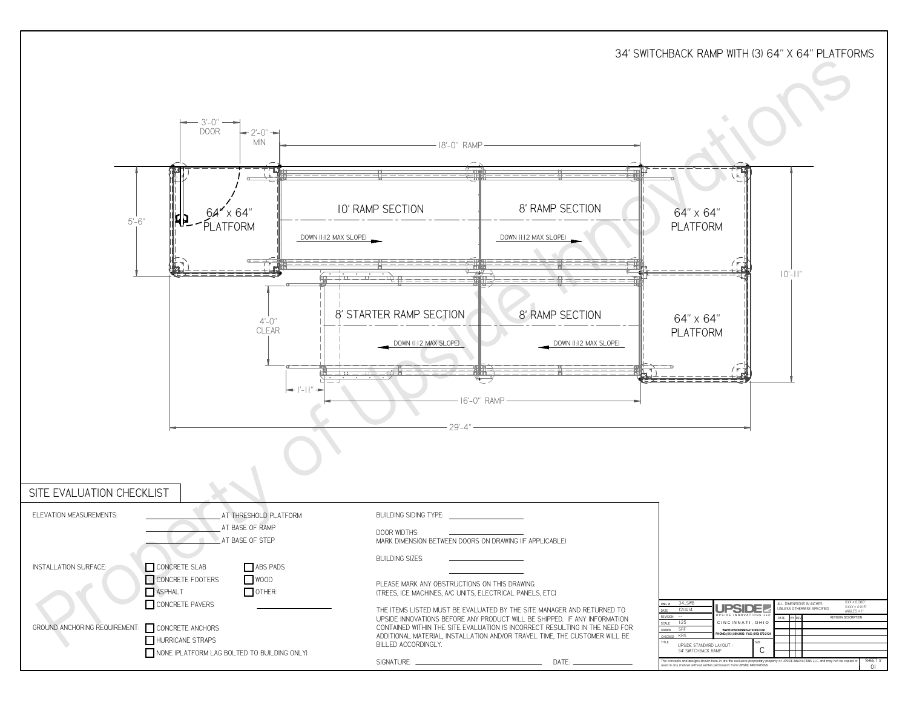# 34' SWITCHBACK RAMP WITH (3) 64" X 64" PLATFORMS

3'-0" DOOR

2'-0" MIN

18'-0" RAMP

5'-6"

64" x 64" PLATFORM

10' RAMP SECTION

DOWN (1:12 MAX SLOPE)

8' RAMP SECTION

DOWN (1:12 MAX SLOPE)

64" x 64" PLATFORM

10'-11"

4'-0" CLEAR

8' STARTER RAMP SECTION

DOWN (1:12 MAX SLOPE)

8' RAMP SECTION

DOWN (1:12 MAX SLOPE)

64" x 64" PLATFORM

1'-11"

16'-0" RAMP

29'-4"

## SITE EVALUATION CHECKLIST

ELEVATION MEASUREMENTS: ______________ AT THRESHOLD PLATFORM

______________ AT BASE OF RAMP

______________ AT BASE OF STEP

INSTALLATION SURFACE:

- ☐ CONCRETE SLAB
- ☐ CONCRETE FOOTERS
- ☐ ASPHALT
- ☐ CONCRETE PAVERS
- ☐ ABS PADS
- ☐ WOOD
- ☐ OTHER ______________

GROUND ANCHORING REQUIREMENT:

- ☐ CONCRETE ANCHORS
- ☐ HURRICANE STRAPS
- ☐ NONE (PLATFORM LAG BOLTED TO BUILDING ONLY)

BUILDING SIDING TYPE: ______________

DOOR WIDTHS: ______________

MARK DIMENSION BETWEEN DOORS ON DRAWING (IF APPLICABLE)

BUILDING SIZES: ______________

______________

PLEASE MARK ANY OBSTRUCTIONS ON THIS DRAWING. (TREES, ICE MACHINES, A/C UNITS, ELECTRICAL PANELS, ETC)

THE ITEMS LISTED MUST BE EVALUATED BY THE SITE MANAGER AND RETURNED TO UPSIDE INNOVATIONS BEFORE ANY PRODUCT WILL BE SHIPPED. IF ANY INFORMATION CONTAINED WITHIN THE SITE EVALUATION IS INCORRECT RESULTING IN THE NEED FOR ADDITIONAL MATERIAL, INSTALLATION AND/OR TRAVEL TIME, THE CUSTOMER WILL BE BILLED ACCORDINGLY.

SIGNATURE: ______________________ DATE: ______________

| | |
|---|---|
| DWG # | 34_SWB |
| DATE | 12/4/14 |
| REVISION | --- |
| SCALE | 1:25 |
| DRAWN | SRF |
| CHECKED | KRS |
| TITLE | UPSIDE STANDARD LAYOUT - 34' SWITCHBACK RAMP |
| SIZE | C |

UPSIDE INNOVATIONS LLC
CINCINNATI, OHIO
WWW.UPSIDEINNOVATIONS.COM
PHONE:(513) 889-2492 FAX:(513) 672-2124

ALL DIMENSIONS IN INCHES UNLESS OTHERWISE SPECIFIED
X.XX ± 0.060"
X.XXX ± 0.015"
ANGLES ± 1°

| DATE | BY | REV | REVISION DESCRIPTION |
|---|---|---|---|
| | | | |

The conceptual designs shown here-in are the exclusive proprietary property of UPSIDE INNOVATIONS LLC and may not be copied or used in any manner without written permission from UPSIDE INNOVATIONS.

SHEET # 01